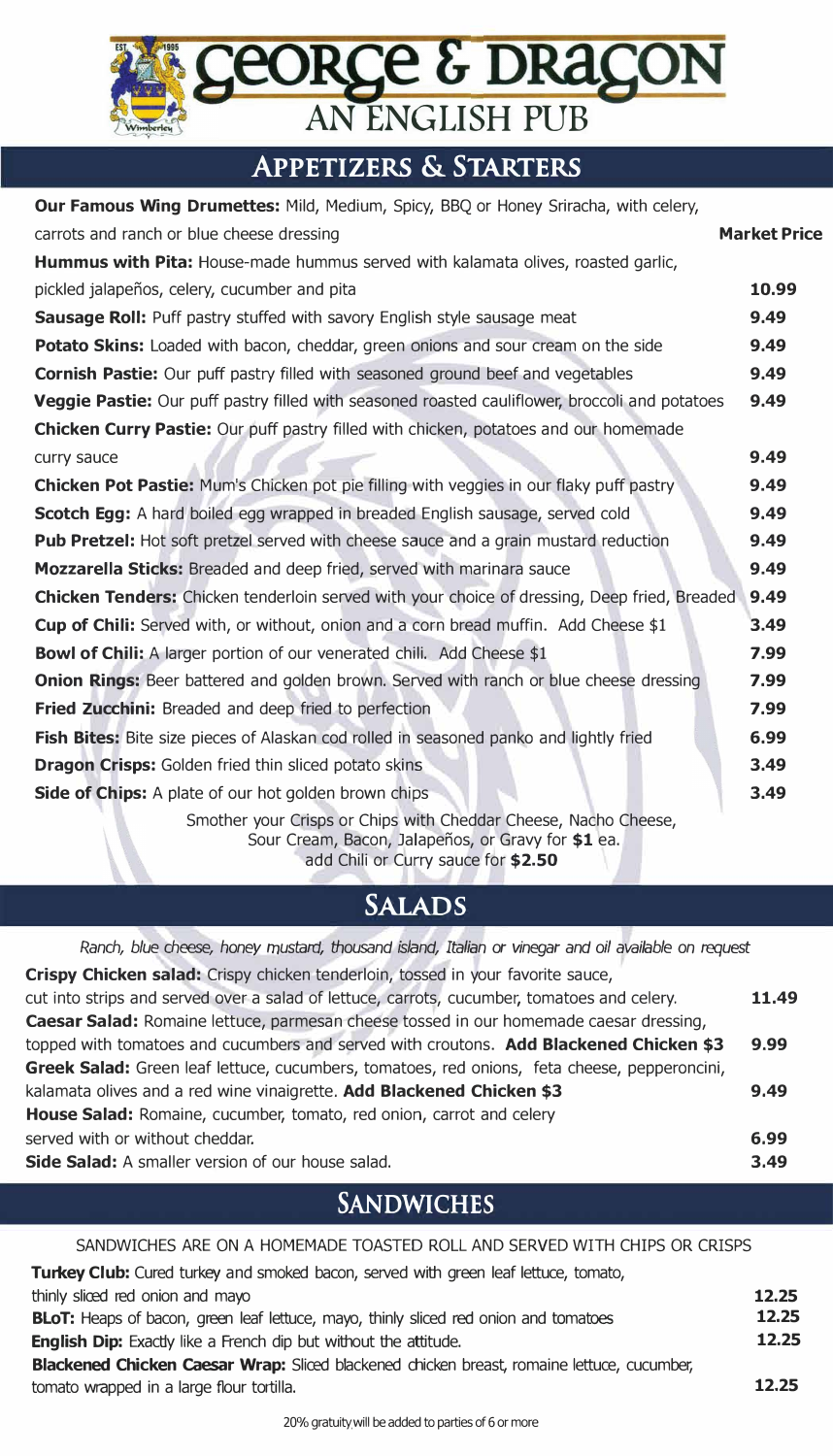# George & Dragon

## An English Pub

## Appetizers & Starters

**Our Famous Wing Drumettes:** Mild, Medium, Spicy, BBQ or Honey Sriracha, with celery, carrots and ranch or blue cheese dressing — **Market Price**

**Hummus with Pita:** House-made hummus served with kalamata olives, roasted garlic, pickled jalapeños, celery, cucumber and pita — **10.99**

**Sausage Roll:** Puff pastry stuffed with savory English style sausage meat — **9.49**

**Potato Skins:** Loaded with bacon, cheddar, green onions and sour cream on the side — **9.49**

**Cornish Pastie:** Our puff pastry filled with seasoned ground beef and vegetables — **9.49**

**Veggie Pastie:** Our puff pastry filled with seasoned roasted cauliflower, broccoli and potatoes — **9.49**

**Chicken Curry Pastie:** Our puff pastry filled with chicken, potatoes and our homemade curry sauce — **9.49**

**Chicken Pot Pastie:** Mum's Chicken pot pie filling with veggies in our flaky puff pastry — **9.49**

**Scotch Egg:** A hard boiled egg wrapped in breaded English sausage, served cold — **9.49**

**Pub Pretzel:** Hot soft pretzel served with cheese sauce and a grain mustard reduction — **9.49**

**Mozzarella Sticks:** Breaded and deep fried, served with marinara sauce — **9.49**

**Chicken Tenders:** Chicken tenderloin served with your choice of dressing, Deep fried, Breaded — **9.49**

**Cup of Chili:** Served with, or without, onion and a corn bread muffin. Add Cheese $1 — **3.49**

**Bowl of Chili:** A larger portion of our venerated chili. Add Cheese $1 — **7.99**

**Onion Rings:** Beer battered and golden brown. Served with ranch or blue cheese dressing — **7.99**

**Fried Zucchini:** Breaded and deep fried to perfection — **7.99**

**Fish Bites:** Bite size pieces of Alaskan cod rolled in seasoned panko and lightly fried — **6.99**

**Dragon Crisps:** Golden fried thin sliced potato skins — **3.49**

**Side of Chips:** A plate of our hot golden brown chips — **3.49**

Smother your Crisps or Chips with Cheddar Cheese, Nacho Cheese, Sour Cream, Bacon, Jalapeños, or Gravy for **$1** ea. add Chili or Curry sauce for **$2.50**

## Salads

*Ranch, blue cheese, honey mustard, thousand island, Italian or vinegar and oil available on request*

**Crispy Chicken salad:** Crispy chicken tenderloin, tossed in your favorite sauce, cut into strips and served over a salad of lettuce, carrots, cucumber, tomatoes and celery. — **11.49**

**Caesar Salad:** Romaine lettuce, parmesan cheese tossed in our homemade caesar dressing, topped with tomatoes and cucumbers and served with croutons. **Add Blackened Chicken $3** — **9.99**

**Greek Salad:** Green leaf lettuce, cucumbers, tomatoes, red onions, feta cheese, pepperoncini, kalamata olives and a red wine vinaigrette. **Add Blackened Chicken $3** — **9.49**

**House Salad:** Romaine, cucumber, tomato, red onion, carrot and celery served with or without cheddar. — **6.99**

**Side Salad:** A smaller version of our house salad. — **3.49**

## Sandwiches

SANDWICHES ARE ON A HOMEMADE TOASTED ROLL AND SERVED WITH CHIPS OR CRISPS

**Turkey Club:** Cured turkey and smoked bacon, served with green leaf lettuce, tomato, thinly sliced red onion and mayo — **12.25**

**BLoT:** Heaps of bacon, green leaf lettuce, mayo, thinly sliced red onion and tomatoes — **12.25**

**English Dip:** Exactly like a French dip but without the attitude. — **12.25**

**Blackened Chicken Caesar Wrap:** Sliced blackened chicken breast, romaine lettuce, cucumber, tomato wrapped in a large flour tortilla. — **12.25**

20% gratuity will be added to parties of 6 or more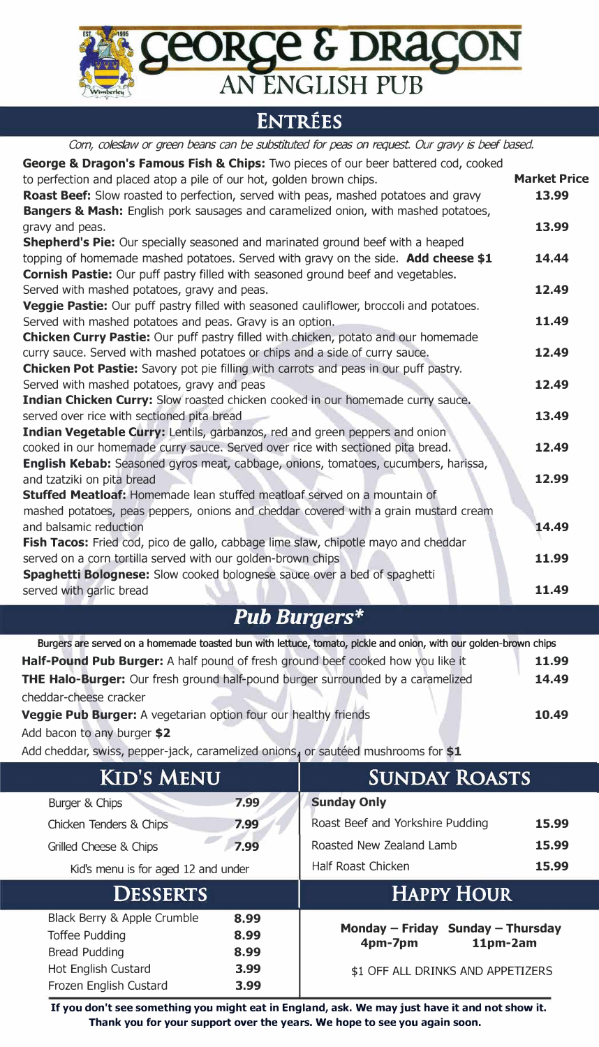# George & Dragon

## An English Pub

## Entrées

*Corn, coleslaw or green beans can be substituted for peas on request. Our gravy is beef based.*

**George & Dragon's Famous Fish & Chips:** Two pieces of our beer battered cod, cooked to perfection and placed atop a pile of our hot, golden brown chips. — **Market Price**

**Roast Beef:** Slow roasted to perfection, served with peas, mashed potatoes and gravy — **13.99**

**Bangers & Mash:** English pork sausages and caramelized onion, with mashed potatoes, gravy and peas. — **13.99**

**Shepherd's Pie:** Our specially seasoned and marinated ground beef with a heaped topping of homemade mashed potatoes. Served with gravy on the side. **Add cheese $1** — **14.44**

**Cornish Pastie:** Our puff pastry filled with seasoned ground beef and vegetables. Served with mashed potatoes, gravy and peas. — **12.49**

**Veggie Pastie:** Our puff pastry filled with seasoned cauliflower, broccoli and potatoes. Served with mashed potatoes and peas. Gravy is an option. — **11.49**

**Chicken Curry Pastie:** Our puff pastry filled with chicken, potato and our homemade curry sauce. Served with mashed potatoes or chips and a side of curry sauce. — **12.49**

**Chicken Pot Pastie:** Savory pot pie filling with carrots and peas in our puff pastry. Served with mashed potatoes, gravy and peas — **12.49**

**Indian Chicken Curry:** Slow roasted chicken cooked in our homemade curry sauce. served over rice with sectioned pita bread — **13.49**

**Indian Vegetable Curry:** Lentils, garbanzos, red and green peppers and onion cooked in our homemade curry sauce. Served over rice with sectioned pita bread. — **12.49**

**English Kebab:** Seasoned gyros meat, cabbage, onions, tomatoes, cucumbers, harissa, and tzatziki on pita bread — **12.99**

**Stuffed Meatloaf:** Homemade lean stuffed meatloaf served on a mountain of mashed potatoes, peas peppers, onions and cheddar covered with a grain mustard cream and balsamic reduction — **14.49**

**Fish Tacos:** Fried cod, pico de gallo, cabbage lime slaw, chipotle mayo and cheddar served on a corn tortilla served with our golden-brown chips — **11.99**

**Spaghetti Bolognese:** Slow cooked bolognese sauce over a bed of spaghetti served with garlic bread — **11.49**

## *Pub Burgers**

Burgers are served on a homemade toasted bun with lettuce, tomato, pickle and onion, with our golden-brown chips

**Half-Pound Pub Burger:** A half pound of fresh ground beef cooked how you like it — **11.99**

**THE Halo-Burger:** Our fresh ground half-pound burger surrounded by a caramelized cheddar-cheese cracker — **14.49**

**Veggie Pub Burger:** A vegetarian option four our healthy friends — **10.49**

Add bacon to any burger **$2**

Add cheddar, swiss, pepper-jack, caramelized onions, or sautéed mushrooms for **$1**

## Kid's Menu

| Item | Price |
|---|---|
| Burger & Chips | 7.99 |
| Chicken Tenders & Chips | 7.99 |
| Grilled Cheese & Chips | 7.99 |

Kid's menu is for aged 12 and under

## Sunday Roasts

**Sunday Only**

| Item | Price |
|---|---|
| Roast Beef and Yorkshire Pudding | 15.99 |
| Roasted New Zealand Lamb | 15.99 |
| Half Roast Chicken | 15.99 |

## Desserts

| Item | Price |
|---|---|
| Black Berry & Apple Crumble | 8.99 |
| Toffee Pudding | 8.99 |
| Bread Pudding | 8.99 |
| Hot English Custard | 3.99 |
| Frozen English Custard | 3.99 |

## Happy Hour

**Monday – Friday 4pm-7pm**

**Sunday – Thursday 11pm-2am**

$1 OFF ALL DRINKS AND APPETIZERS

**If you don't see something you might eat in England, ask. We may just have it and not show it. Thank you for your support over the years. We hope to see you again soon.**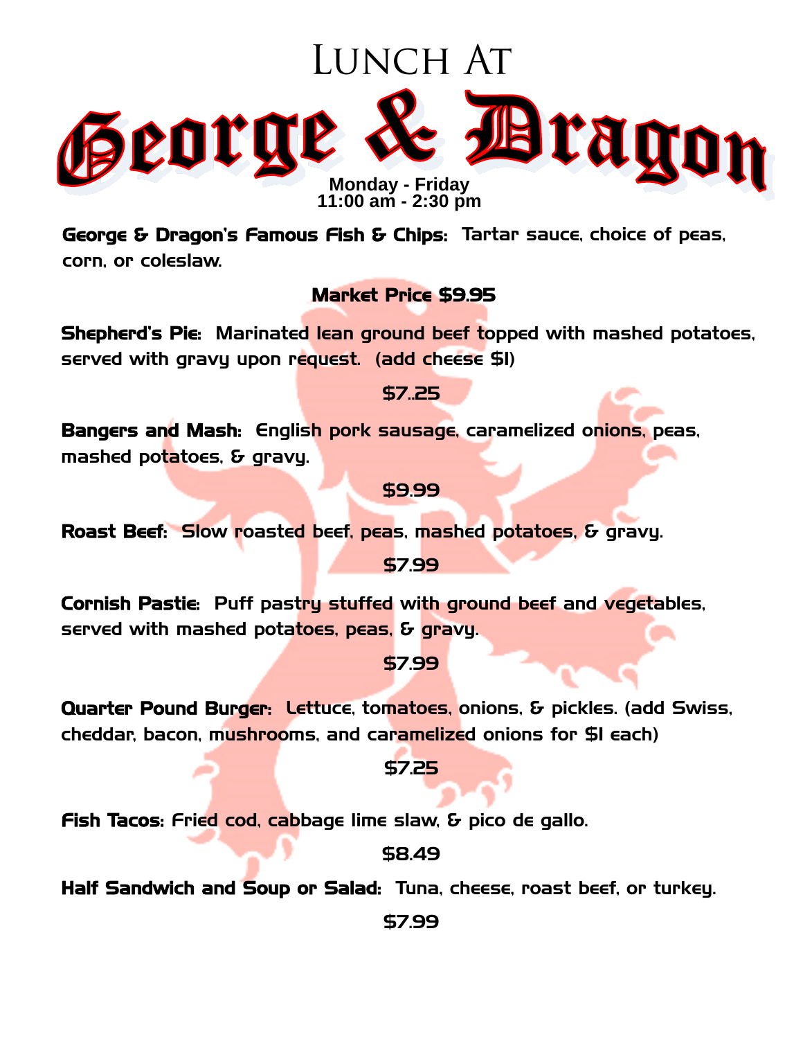# Lunch At George & Dragon

**Monday - Friday**
**11:00 am - 2:30 pm**

**George & Dragon's Famous Fish & Chips:** Tartar sauce, choice of peas, corn, or coleslaw.

**Market Price $9.95**

**Shepherd's Pie:** Marinated lean ground beef topped with mashed potatoes, served with gravy upon request. (add cheese $1)

**$7..25**

**Bangers and Mash:** English pork sausage, caramelized onions, peas, mashed potatoes, & gravy.

**$9.99**

**Roast Beef:** Slow roasted beef, peas, mashed potatoes, & gravy.

**$7.99**

**Cornish Pastie:** Puff pastry stuffed with ground beef and vegetables, served with mashed potatoes, peas, & gravy.

**$7.99**

**Quarter Pound Burger:** Lettuce, tomatoes, onions, & pickles. (add Swiss, cheddar, bacon, mushrooms, and caramelized onions for $1 each)

**$7.25**

**Fish Tacos:** Fried cod, cabbage lime slaw, & pico de gallo.

**$8.49**

**Half Sandwich and Soup or Salad:** Tuna, cheese, roast beef, or turkey.

**$7.99**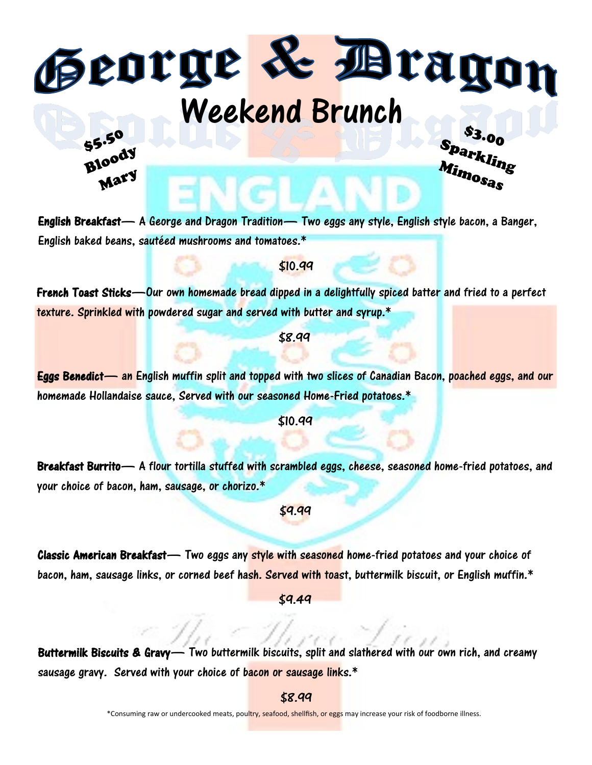# George & Dragon

## Weekend Brunch

$5.50 Bloody Mary

$3.00 Sparkling Mimosas

**English Breakfast**— A George and Dragon Tradition— Two eggs any style, English style bacon, a Banger, English baked beans, sautéed mushrooms and tomatoes.*

$10.99

**French Toast Sticks**—Our own homemade bread dipped in a delightfully spiced batter and fried to a perfect texture. Sprinkled with powdered sugar and served with butter and syrup.*

$8.99

**Eggs Benedict**— an English muffin split and topped with two slices of Canadian Bacon, poached eggs, and our homemade Hollandaise sauce, Served with our seasoned Home-Fried potatoes.*

$10.99

**Breakfast Burrito**— A flour tortilla stuffed with scrambled eggs, cheese, seasoned home-fried potatoes, and your choice of bacon, ham, sausage, or chorizo.*

$9.99

**Classic American Breakfast**— Two eggs any style with seasoned home-fried potatoes and your choice of bacon, ham, sausage links, or corned beef hash. Served with toast, buttermilk biscuit, or English muffin.*

$9.49

**Buttermilk Biscuits & Gravy**— Two buttermilk biscuits, split and slathered with our own rich, and creamy sausage gravy. Served with your choice of bacon or sausage links.*

$8.99

*Consuming raw or undercooked meats, poultry, seafood, shellfish, or eggs may increase your risk of foodborne illness.